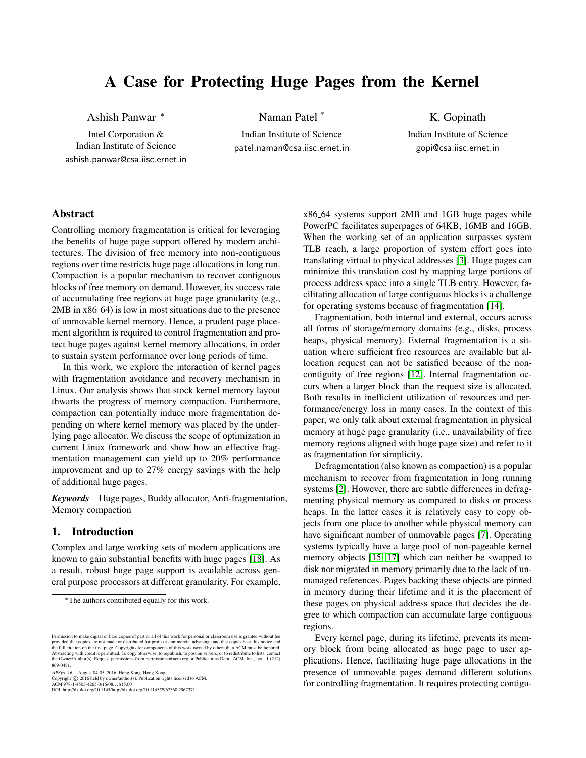# A Case for Protecting Huge Pages from the Kernel

Ashish Panwar *
Intel Corporation &
Indian Institute of Science
ashish.panwar@csa.iisc.ernet.in

Naman Patel *
Indian Institute of Science
patel.naman@csa.iisc.ernet.in

K. Gopinath
Indian Institute of Science
gopi@csa.iisc.ernet.in

## Abstract

Controlling memory fragmentation is critical for leveraging the benefits of huge page support offered by modern architectures. The division of free memory into non-contiguous regions over time restricts huge page allocations in long run. Compaction is a popular mechanism to recover contiguous blocks of free memory on demand. However, its success rate of accumulating free regions at huge page granularity (e.g., 2MB in x86_64) is low in most situations due to the presence of unmovable kernel memory. Hence, a prudent page placement algorithm is required to control fragmentation and protect huge pages against kernel memory allocations, in order to sustain system performance over long periods of time.

In this work, we explore the interaction of kernel pages with fragmentation avoidance and recovery mechanism in Linux. Our analysis shows that stock kernel memory layout thwarts the progress of memory compaction. Furthermore, compaction can potentially induce more fragmentation depending on where kernel memory was placed by the underlying page allocator. We discuss the scope of optimization in current Linux framework and show how an effective fragmentation management can yield up to 20% performance improvement and up to 27% energy savings with the help of additional huge pages.

***Keywords*** Huge pages, Buddy allocator, Anti-fragmentation, Memory compaction

## 1. Introduction

Complex and large working sets of modern applications are known to gain substantial benefits with huge pages [18]. As a result, robust huge page support is available across general purpose processors at different granularity. For example, x86_64 systems support 2MB and 1GB huge pages while PowerPC facilitates superpages of 64KB, 16MB and 16GB. When the working set of an application surpasses system TLB reach, a large proportion of system effort goes into translating virtual to physical addresses [3]. Huge pages can minimize this translation cost by mapping large portions of process address space into a single TLB entry. However, facilitating allocation of large contiguous blocks is a challenge for operating systems because of fragmentation [14].

Fragmentation, both internal and external, occurs across all forms of storage/memory domains (e.g., disks, process heaps, physical memory). External fragmentation is a situation where sufficient free resources are available but allocation request can not be satisfied because of the non-contiguity of free regions [12]. Internal fragmentation occurs when a larger block than the request size is allocated. Both results in inefficient utilization of resources and performance/energy loss in many cases. In the context of this paper, we only talk about external fragmentation in physical memory at huge page granularity (i.e., unavailability of free memory regions aligned with huge page size) and refer to it as fragmentation for simplicity.

Defragmentation (also known as compaction) is a popular mechanism to recover from fragmentation in long running systems [2]. However, there are subtle differences in defragmenting physical memory as compared to disks or process heaps. In the latter cases it is relatively easy to copy objects from one place to another while physical memory can have significant number of unmovable pages [7]. Operating systems typically have a large pool of non-pageable kernel memory objects [15, 17] which can neither be swapped to disk nor migrated in memory primarily due to the lack of unmanaged references. Pages backing these objects are pinned in memory during their lifetime and it is the placement of these pages on physical address space that decides the degree to which compaction can accumulate large contiguous regions.

Every kernel page, during its lifetime, prevents its memory block from being allocated as huge page to user applications. Hence, facilitating huge page allocations in the presence of unmovable pages demand different solutions for controlling fragmentation. It requires protecting contigu-

*The authors contributed equally for this work.

Permission to make digital or hard copies of part or all of this work for personal or classroom use is granted without fee provided that copies are not made or distributed for profit or commercial advantage and that copies bear this notice and the full citation on the first page. Copyrights for components of this work owned by others than ACM must be honored. Abstracting with credit is permitted. To copy otherwise, to republish, to post on servers, or to redistribute to lists, contact the Owner/Author(s). Request permissions from permissions@acm.org or Publications Dept., ACM, Inc., fax +1 (212) 869-0481.

*APSys '16*, August 04-05, 2016, Hong Kong, Hong Kong
Copyright © 2016 held by owner/author(s). Publication rights licensed to ACM.
ACM 978-1-4503-4265-0/16/08...$15.00
DOI: http://dx.doi.org/10.1145/http://dx.doi.org/10.1145/2967360.2967371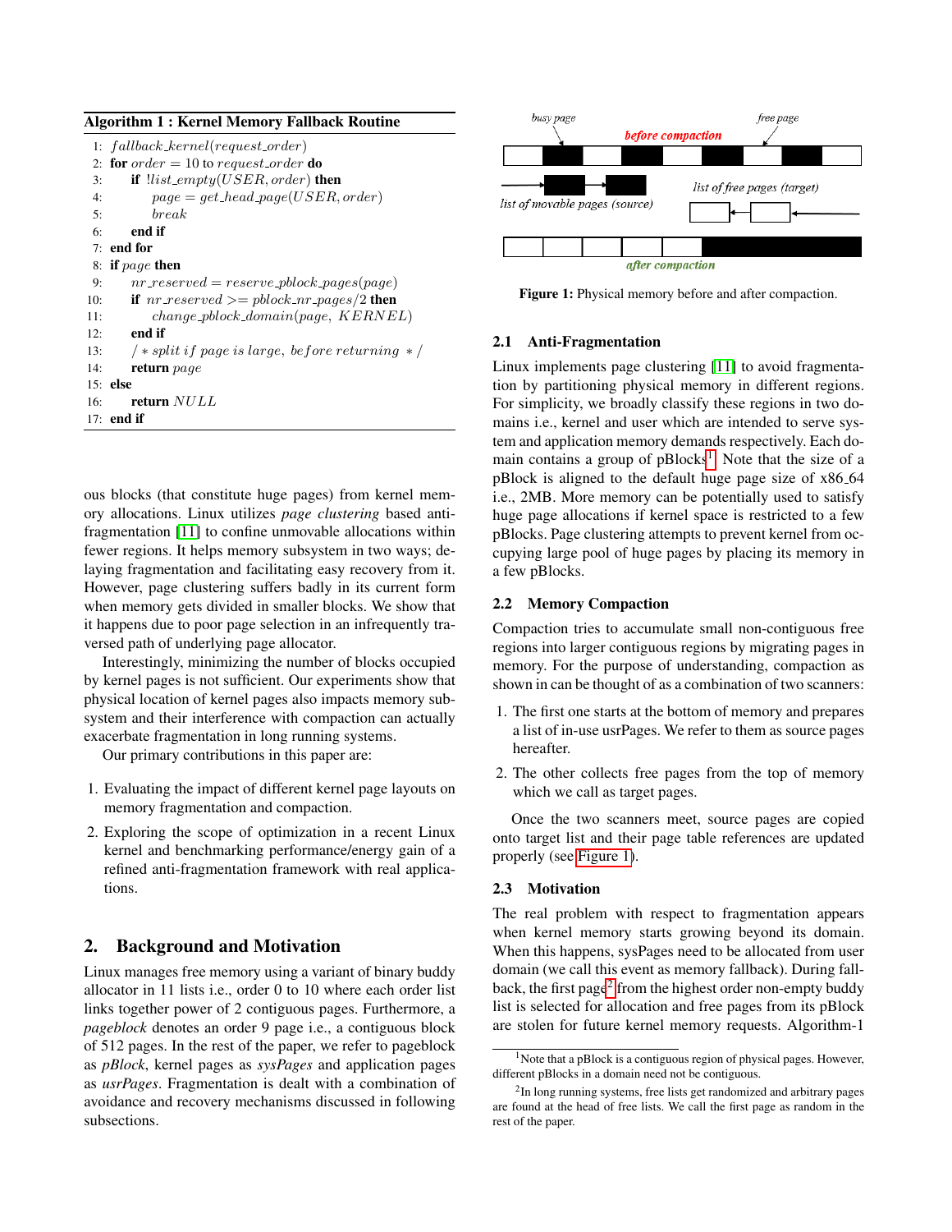**Algorithm 1 : Kernel Memory Fallback Routine**

```
1:  fallback_kernel(request_order)
2:  for order = 10 to request_order do
3:      if !list_empty(USER, order) then
4:          page = get_head_page(USER, order)
5:          break
6:      end if
7:  end for
8:  if page then
9:      nr_reserved = reserve_pblock_pages(page)
10:     if nr_reserved >= pblock_nr_pages/2 then
11:         change_pblock_domain(page, KERNEL)
12:     end if
13:     /* split if page is large, before returning */
14:     return page
15: else
16:     return NULL
17: end if
```

ous blocks (that constitute huge pages) from kernel memory allocations. Linux utilizes *page clustering* based anti-fragmentation [11] to confine unmovable allocations within fewer regions. It helps memory subsystem in two ways; delaying fragmentation and facilitating easy recovery from it. However, page clustering suffers badly in its current form when memory gets divided in smaller blocks. We show that it happens due to poor page selection in an infrequently traversed path of underlying page allocator.

Interestingly, minimizing the number of blocks occupied by kernel pages is not sufficient. Our experiments show that physical location of kernel pages also impacts memory subsystem and their interference with compaction can actually exacerbate fragmentation in long running systems.

Our primary contributions in this paper are:

1. Evaluating the impact of different kernel page layouts on memory fragmentation and compaction.
2. Exploring the scope of optimization in a recent Linux kernel and benchmarking performance/energy gain of a refined anti-fragmentation framework with real applications.

## 2. Background and Motivation

Linux manages free memory using a variant of binary buddy allocator in 11 lists i.e., order 0 to 10 where each order list links together power of 2 contiguous pages. Furthermore, a *pageblock* denotes an order 9 page i.e., a contiguous block of 512 pages. In the rest of the paper, we refer to pageblock as *pBlock*, kernel pages as *sysPages* and application pages as *usrPages*. Fragmentation is dealt with a combination of avoidance and recovery mechanisms discussed in following subsections.

**Figure 1:** Physical memory before and after compaction.

### 2.1 Anti-Fragmentation

Linux implements page clustering [11] to avoid fragmentation by partitioning physical memory in different regions. For simplicity, we broadly classify these regions in two domains i.e., kernel and user which are intended to serve system and application memory demands respectively. Each domain contains a group of pBlocks[1]. Note that the size of a pBlock is aligned to the default huge page size of x86_64 i.e., 2MB. More memory can be potentially used to satisfy huge page allocations if kernel space is restricted to a few pBlocks. Page clustering attempts to prevent kernel from occupying large pool of huge pages by placing its memory in a few pBlocks.

### 2.2 Memory Compaction

Compaction tries to accumulate small non-contiguous free regions into larger contiguous regions by migrating pages in memory. For the purpose of understanding, compaction as shown in can be thought of as a combination of two scanners:

1. The first one starts at the bottom of memory and prepares a list of in-use usrPages. We refer to them as source pages hereafter.
2. The other collects free pages from the top of memory which we call as target pages.

Once the two scanners meet, source pages are copied onto target list and their page table references are updated properly (see Figure 1).

### 2.3 Motivation

The real problem with respect to fragmentation appears when kernel memory starts growing beyond its domain. When this happens, sysPages need to be allocated from user domain (we call this event as memory fallback). During fallback, the first page[2] from the highest order non-empty buddy list is selected for allocation and free pages from its pBlock are stolen for future kernel memory requests. Algorithm-1

[1] Note that a pBlock is a contiguous region of physical pages. However, different pBlocks in a domain need not be contiguous.

[2] In long running systems, free lists get randomized and arbitrary pages are found at the head of free lists. We call the first page as random in the rest of the paper.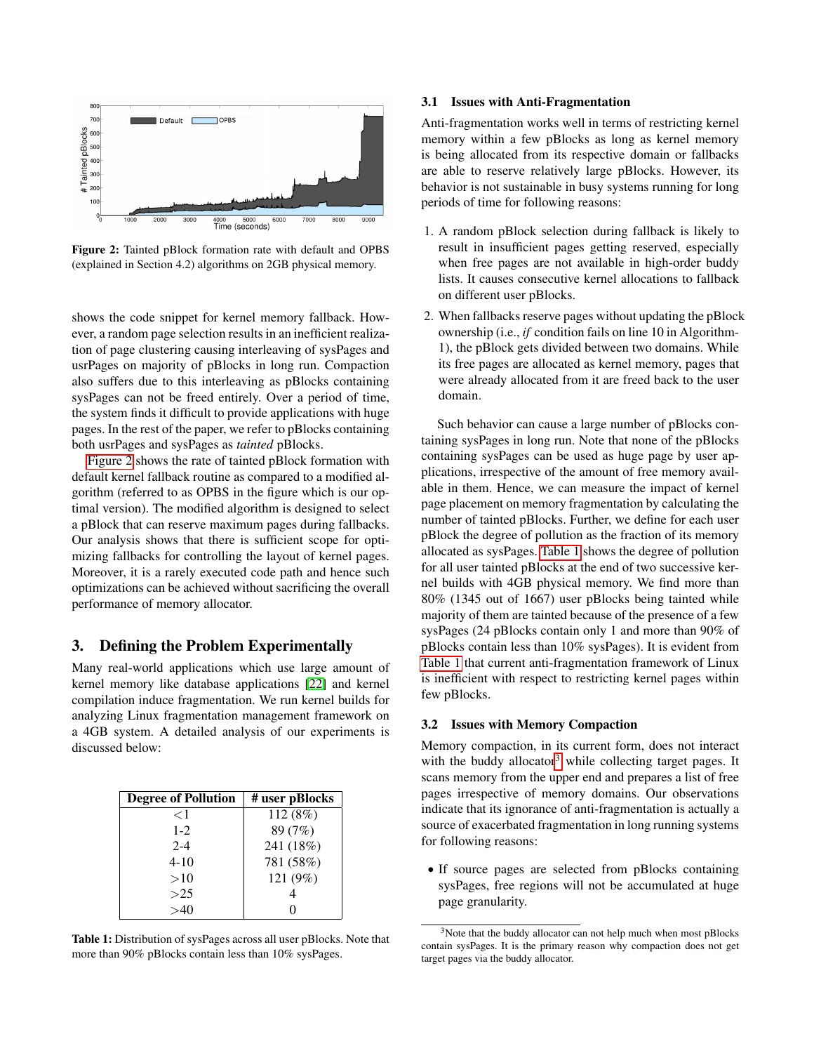**Figure 2:** Tainted pBlock formation rate with default and OPBS (explained in Section 4.2) algorithms on 2GB physical memory.

shows the code snippet for kernel memory fallback. However, a random page selection results in an inefficient realization of page clustering causing interleaving of sysPages and usrPages on majority of pBlocks in long run. Compaction also suffers due to this interleaving as pBlocks containing sysPages can not be freed entirely. Over a period of time, the system finds it difficult to provide applications with huge pages. In the rest of the paper, we refer to pBlocks containing both usrPages and sysPages as *tainted* pBlocks.

Figure 2 shows the rate of tainted pBlock formation with default kernel fallback routine as compared to a modified algorithm (referred to as OPBS in the figure which is our optimal version). The modified algorithm is designed to select a pBlock that can reserve maximum pages during fallbacks. Our analysis shows that there is sufficient scope for optimizing fallbacks for controlling the layout of kernel pages. Moreover, it is a rarely executed code path and hence such optimizations can be achieved without sacrificing the overall performance of memory allocator.

## 3. Defining the Problem Experimentally

Many real-world applications which use large amount of kernel memory like database applications [22] and kernel compilation induce fragmentation. We run kernel builds for analyzing Linux fragmentation management framework on a 4GB system. A detailed analysis of our experiments is discussed below:

| Degree of Pollution | # user pBlocks |
|---|---|
| <1 | 112 (8%) |
| 1-2 | 89 (7%) |
| 2-4 | 241 (18%) |
| 4-10 | 781 (58%) |
| >10 | 121 (9%) |
| >25 | 4 |
| >40 | 0 |

**Table 1:** Distribution of sysPages across all user pBlocks. Note that more than 90% pBlocks contain less than 10% sysPages.

### 3.1 Issues with Anti-Fragmentation

Anti-fragmentation works well in terms of restricting kernel memory within a few pBlocks as long as kernel memory is being allocated from its respective domain or fallbacks are able to reserve relatively large pBlocks. However, its behavior is not sustainable in busy systems running for long periods of time for following reasons:

1. A random pBlock selection during fallback is likely to result in insufficient pages getting reserved, especially when free pages are not available in high-order buddy lists. It causes consecutive kernel allocations to fallback on different user pBlocks.
2. When fallbacks reserve pages without updating the pBlock ownership (i.e., *if* condition fails on line 10 in Algorithm-1), the pBlock gets divided between two domains. While its free pages are allocated as kernel memory, pages that were already allocated from it are freed back to the user domain.

Such behavior can cause a large number of pBlocks containing sysPages in long run. Note that none of the pBlocks containing sysPages can be used as huge page by user applications, irrespective of the amount of free memory available in them. Hence, we can measure the impact of kernel page placement on memory fragmentation by calculating the number of tainted pBlocks. Further, we define for each user pBlock the degree of pollution as the fraction of its memory allocated as sysPages. Table 1 shows the degree of pollution for all user tainted pBlocks at the end of two successive kernel builds with 4GB physical memory. We find more than 80% (1345 out of 1667) user pBlocks being tainted while majority of them are tainted because of the presence of a few sysPages (24 pBlocks contain only 1 and more than 90% of pBlocks contain less than 10% sysPages). It is evident from Table 1 that current anti-fragmentation framework of Linux is inefficient with respect to restricting kernel pages within few pBlocks.

### 3.2 Issues with Memory Compaction

Memory compaction, in its current form, does not interact with the buddy allocator[3] while collecting target pages. It scans memory from the upper end and prepares a list of free pages irrespective of memory domains. Our observations indicate that its ignorance of anti-fragmentation is actually a source of exacerbated fragmentation in long running systems for following reasons:

- If source pages are selected from pBlocks containing sysPages, free regions will not be accumulated at huge page granularity.

[3] Note that the buddy allocator can not help much when most pBlocks contain sysPages. It is the primary reason why compaction does not get target pages via the buddy allocator.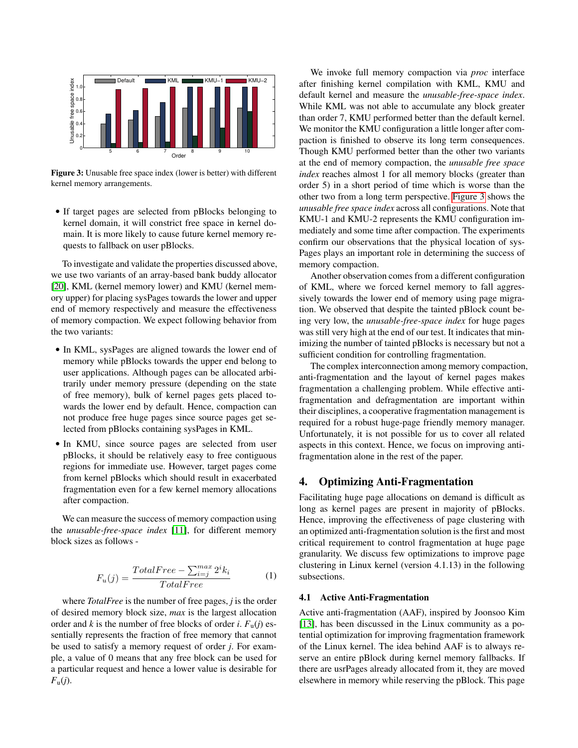Figure 3: Unusable free space index (lower is better) with different kernel memory arrangements.

- If target pages are selected from pBlocks belonging to kernel domain, it will constrict free space in kernel domain. It is more likely to cause future kernel memory requests to fallback on user pBlocks.

To investigate and validate the properties discussed above, we use two variants of an array-based bank buddy allocator [20], KML (kernel memory lower) and KMU (kernel memory upper) for placing sysPages towards the lower and upper end of memory respectively and measure the effectiveness of memory compaction. We expect following behavior from the two variants:

- In KML, sysPages are aligned towards the lower end of memory while pBlocks towards the upper end belong to user applications. Although pages can be allocated arbitrarily under memory pressure (depending on the state of free memory), bulk of kernel pages gets placed towards the lower end by default. Hence, compaction can not produce free huge pages since source pages get selected from pBlocks containing sysPages in KML.
- In KMU, since source pages are selected from user pBlocks, it should be relatively easy to free contiguous regions for immediate use. However, target pages come from kernel pBlocks which should result in exacerbated fragmentation even for a few kernel memory allocations after compaction.

We can measure the success of memory compaction using the *unusable-free-space index* [11], for different memory block sizes as follows -

$$F_u(j) = \frac{TotalFree - \sum_{i=j}^{max} 2^i k_i}{TotalFree} \tag{1}$$

where *TotalFree* is the number of free pages, *j* is the order of desired memory block size, *max* is the largest allocation order and *k* is the number of free blocks of order *i*. $F_u(j)$ essentially represents the fraction of free memory that cannot be used to satisfy a memory request of order *j*. For example, a value of 0 means that any free block can be used for a particular request and hence a lower value is desirable for $F_u(j)$.

We invoke full memory compaction via *proc* interface after finishing kernel compilation with KML, KMU and default kernel and measure the *unusable-free-space index*. While KML was not able to accumulate any block greater than order 7, KMU performed better than the default kernel. We monitor the KMU configuration a little longer after compaction is finished to observe its long term consequences. Though KMU performed better than the other two variants at the end of memory compaction, the *unusable free space index* reaches almost 1 for all memory blocks (greater than order 5) in a short period of time which is worse than the other two from a long term perspective. Figure 3 shows the *unusable free space index* across all configurations. Note that KMU-1 and KMU-2 represents the KMU configuration immediately and some time after compaction. The experiments confirm our observations that the physical location of sysPages plays an important role in determining the success of memory compaction.

Another observation comes from a different configuration of KML, where we forced kernel memory to fall aggressively towards the lower end of memory using page migration. We observed that despite the tainted pBlock count being very low, the *unusable-free-space index* for huge pages was still very high at the end of our test. It indicates that minimizing the number of tainted pBlocks is necessary but not a sufficient condition for controlling fragmentation.

The complex interconnection among memory compaction, anti-fragmentation and the layout of kernel pages makes fragmentation a challenging problem. While effective anti-fragmentation and defragmentation are important within their disciplines, a cooperative fragmentation management is required for a robust huge-page friendly memory manager. Unfortunately, it is not possible for us to cover all related aspects in this context. Hence, we focus on improving anti-fragmentation alone in the rest of the paper.

## 4. Optimizing Anti-Fragmentation

Facilitating huge page allocations on demand is difficult as long as kernel pages are present in majority of pBlocks. Hence, improving the effectiveness of page clustering with an optimized anti-fragmentation solution is the first and most critical requirement to control fragmentation at huge page granularity. We discuss few optimizations to improve page clustering in Linux kernel (version 4.1.13) in the following subsections.

### 4.1 Active Anti-Fragmentation

Active anti-fragmentation (AAF), inspired by Joonsoo Kim [13], has been discussed in the Linux community as a potential optimization for improving fragmentation framework of the Linux kernel. The idea behind AAF is to always reserve an entire pBlock during kernel memory fallbacks. If there are usrPages already allocated from it, they are moved elsewhere in memory while reserving the pBlock. This page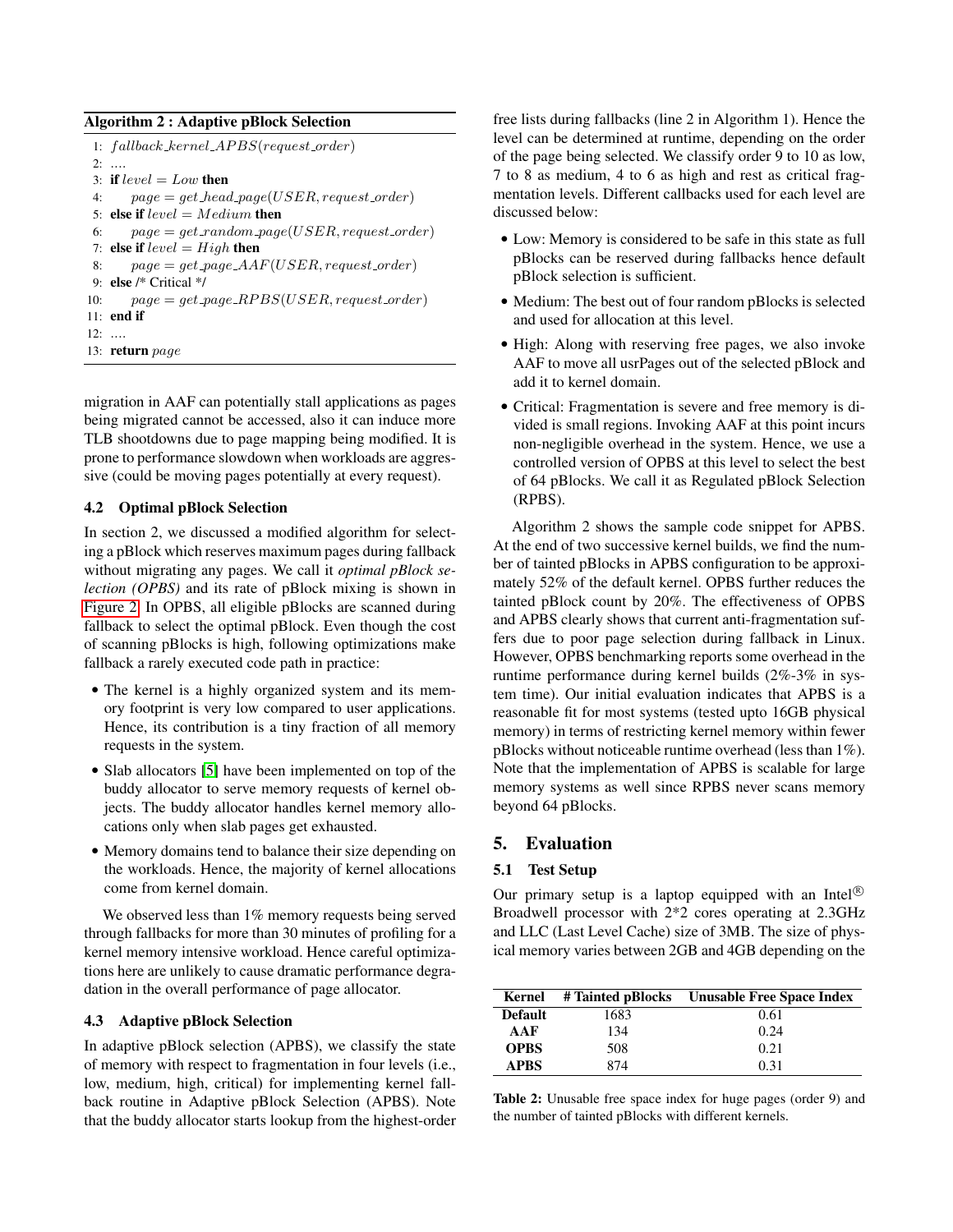**Algorithm 2 : Adaptive pBlock Selection**

```
1:  fallback_kernel_APBS(request_order)
2:  ....
3:  if level = Low then
4:      page = get_head_page(USER, request_order)
5:  else if level = Medium then
6:      page = get_random_page(USER, request_order)
7:  else if level = High then
8:      page = get_page_AAF(USER, request_order)
9:  else /* Critical */
10:     page = get_page_RPBS(USER, request_order)
11: end if
12: ....
13: return page
```

migration in AAF can potentially stall applications as pages being migrated cannot be accessed, also it can induce more TLB shootdowns due to page mapping being modified. It is prone to performance slowdown when workloads are aggressive (could be moving pages potentially at every request).

### 4.2 Optimal pBlock Selection

In section 2, we discussed a modified algorithm for selecting a pBlock which reserves maximum pages during fallback without migrating any pages. We call it *optimal pBlock selection (OPBS)* and its rate of pBlock mixing is shown in Figure 2. In OPBS, all eligible pBlocks are scanned during fallback to select the optimal pBlock. Even though the cost of scanning pBlocks is high, following optimizations make fallback a rarely executed code path in practice:

- The kernel is a highly organized system and its memory footprint is very low compared to user applications. Hence, its contribution is a tiny fraction of all memory requests in the system.
- Slab allocators [5] have been implemented on top of the buddy allocator to serve memory requests of kernel objects. The buddy allocator handles kernel memory allocations only when slab pages get exhausted.
- Memory domains tend to balance their size depending on the workloads. Hence, the majority of kernel allocations come from kernel domain.

We observed less than 1% memory requests being served through fallbacks for more than 30 minutes of profiling for a kernel memory intensive workload. Hence careful optimizations here are unlikely to cause dramatic performance degradation in the overall performance of page allocator.

### 4.3 Adaptive pBlock Selection

In adaptive pBlock selection (APBS), we classify the state of memory with respect to fragmentation in four levels (i.e., low, medium, high, critical) for implementing kernel fallback routine in Adaptive pBlock Selection (APBS). Note that the buddy allocator starts lookup from the highest-order free lists during fallbacks (line 2 in Algorithm 1). Hence the level can be determined at runtime, depending on the order of the page being selected. We classify order 9 to 10 as low, 7 to 8 as medium, 4 to 6 as high and rest as critical fragmentation levels. Different callbacks used for each level are discussed below:

- Low: Memory is considered to be safe in this state as full pBlocks can be reserved during fallbacks hence default pBlock selection is sufficient.
- Medium: The best out of four random pBlocks is selected and used for allocation at this level.
- High: Along with reserving free pages, we also invoke AAF to move all usrPages out of the selected pBlock and add it to kernel domain.
- Critical: Fragmentation is severe and free memory is divided is small regions. Invoking AAF at this point incurs non-negligible overhead in the system. Hence, we use a controlled version of OPBS at this level to select the best of 64 pBlocks. We call it as Regulated pBlock Selection (RPBS).

Algorithm 2 shows the sample code snippet for APBS. At the end of two successive kernel builds, we find the number of tainted pBlocks in APBS configuration to be approximately 52% of the default kernel. OPBS further reduces the tainted pBlock count by 20%. The effectiveness of OPBS and APBS clearly shows that current anti-fragmentation suffers due to poor page selection during fallback in Linux. However, OPBS benchmarking reports some overhead in the runtime performance during kernel builds (2%-3% in system time). Our initial evaluation indicates that APBS is a reasonable fit for most systems (tested upto 16GB physical memory) in terms of restricting kernel memory within fewer pBlocks without noticeable runtime overhead (less than 1%). Note that the implementation of APBS is scalable for large memory systems as well since RPBS never scans memory beyond 64 pBlocks.

## 5. Evaluation

### 5.1 Test Setup

Our primary setup is a laptop equipped with an Intel® Broadwell processor with 2*2 cores operating at 2.3GHz and LLC (Last Level Cache) size of 3MB. The size of physical memory varies between 2GB and 4GB depending on the

| Kernel | # Tainted pBlocks | Unusable Free Space Index |
|---|---|---|
| **Default** | 1683 | 0.61 |
| **AAF** | 134 | 0.24 |
| **OPBS** | 508 | 0.21 |
| **APBS** | 874 | 0.31 |

**Table 2:** Unusable free space index for huge pages (order 9) and the number of tainted pBlocks with different kernels.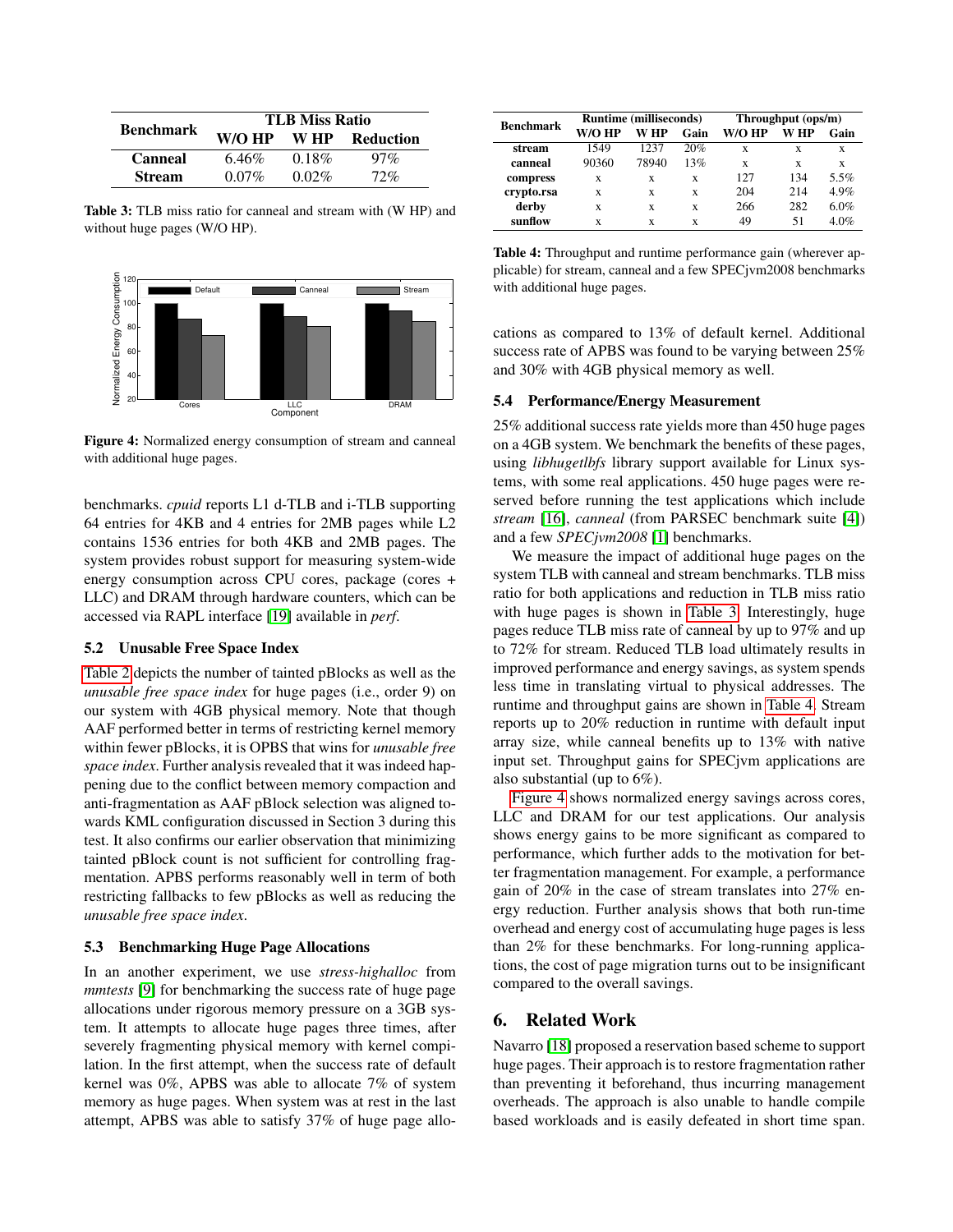| Benchmark | TLB Miss Ratio | | |
|---|---|---|---|
| | W/O HP | W HP | Reduction |
| Canneal | 6.46% | 0.18% | 97% |
| Stream | 0.07% | 0.02% | 72% |

**Table 3:** TLB miss ratio for canneal and stream with (W HP) and without huge pages (W/O HP).

**Figure 4:** Normalized energy consumption of stream and canneal with additional huge pages.

benchmarks. *cpuid* reports L1 d-TLB and i-TLB supporting 64 entries for 4KB and 4 entries for 2MB pages while L2 contains 1536 entries for both 4KB and 2MB pages. The system provides robust support for measuring system-wide energy consumption across CPU cores, package (cores + LLC) and DRAM through hardware counters, which can be accessed via RAPL interface [19] available in *perf*.

### 5.2 Unusable Free Space Index

Table 2 depicts the number of tainted pBlocks as well as the *unusable free space index* for huge pages (i.e., order 9) on our system with 4GB physical memory. Note that though AAF performed better in terms of restricting kernel memory within fewer pBlocks, it is OPBS that wins for *unusable free space index*. Further analysis revealed that it was indeed happening due to the conflict between memory compaction and anti-fragmentation as AAF pBlock selection was aligned towards KML configuration discussed in Section 3 during this test. It also confirms our earlier observation that minimizing tainted pBlock count is not sufficient for controlling fragmentation. APBS performs reasonably well in term of both restricting fallbacks to few pBlocks as well as reducing the *unusable free space index*.

### 5.3 Benchmarking Huge Page Allocations

In an another experiment, we use *stress-highalloc* from *mmtests* [9] for benchmarking the success rate of huge page allocations under rigorous memory pressure on a 3GB system. It attempts to allocate huge pages three times, after severely fragmenting physical memory with kernel compilation. In the first attempt, when the success rate of default kernel was 0%, APBS was able to allocate 7% of system memory as huge pages. When system was at rest in the last attempt, APBS was able to satisfy 37% of huge page allocations as compared to 13% of default kernel. Additional success rate of APBS was found to be varying between 25% and 30% with 4GB physical memory as well.

| Benchmark | Runtime (milliseconds) | | | Throughput (ops/m) | | |
|---|---|---|---|---|---|---|
| | W/O HP | W HP | Gain | W/O HP | W HP | Gain |
| stream | 1549 | 1237 | 20% | x | x | x |
| canneal | 90360 | 78940 | 13% | x | x | x |
| compress | x | x | x | 127 | 134 | 5.5% |
| crypto.rsa | x | x | x | 204 | 214 | 4.9% |
| derby | x | x | x | 266 | 282 | 6.0% |
| sunflow | x | x | x | 49 | 51 | 4.0% |

**Table 4:** Throughput and runtime performance gain (wherever applicable) for stream, canneal and a few SPECjvm2008 benchmarks with additional huge pages.

### 5.4 Performance/Energy Measurement

25% additional success rate yields more than 450 huge pages on a 4GB system. We benchmark the benefits of these pages, using *libhugetlbfs* library support available for Linux systems, with some real applications. 450 huge pages were reserved before running the test applications which include *stream* [16], *canneal* (from PARSEC benchmark suite [4]) and a few *SPECjvm2008* [1] benchmarks.

We measure the impact of additional huge pages on the system TLB with canneal and stream benchmarks. TLB miss ratio for both applications and reduction in TLB miss ratio with huge pages is shown in Table 3. Interestingly, huge pages reduce TLB miss rate of canneal by up to 97% and up to 72% for stream. Reduced TLB load ultimately results in improved performance and energy savings, as system spends less time in translating virtual to physical addresses. The runtime and throughput gains are shown in Table 4. Stream reports up to 20% reduction in runtime with default input array size, while canneal benefits up to 13% with native input set. Throughput gains for SPECjvm applications are also substantial (up to 6%).

Figure 4 shows normalized energy savings across cores, LLC and DRAM for our test applications. Our analysis shows energy gains to be more significant as compared to performance, which further adds to the motivation for better fragmentation management. For example, a performance gain of 20% in the case of stream translates into 27% energy reduction. Further analysis shows that both run-time overhead and energy cost of accumulating huge pages is less than 2% for these benchmarks. For long-running applications, the cost of page migration turns out to be insignificant compared to the overall savings.

## 6. Related Work

Navarro [18] proposed a reservation based scheme to support huge pages. Their approach is to restore fragmentation rather than preventing it beforehand, thus incurring management overheads. The approach is also unable to handle compile based workloads and is easily defeated in short time span.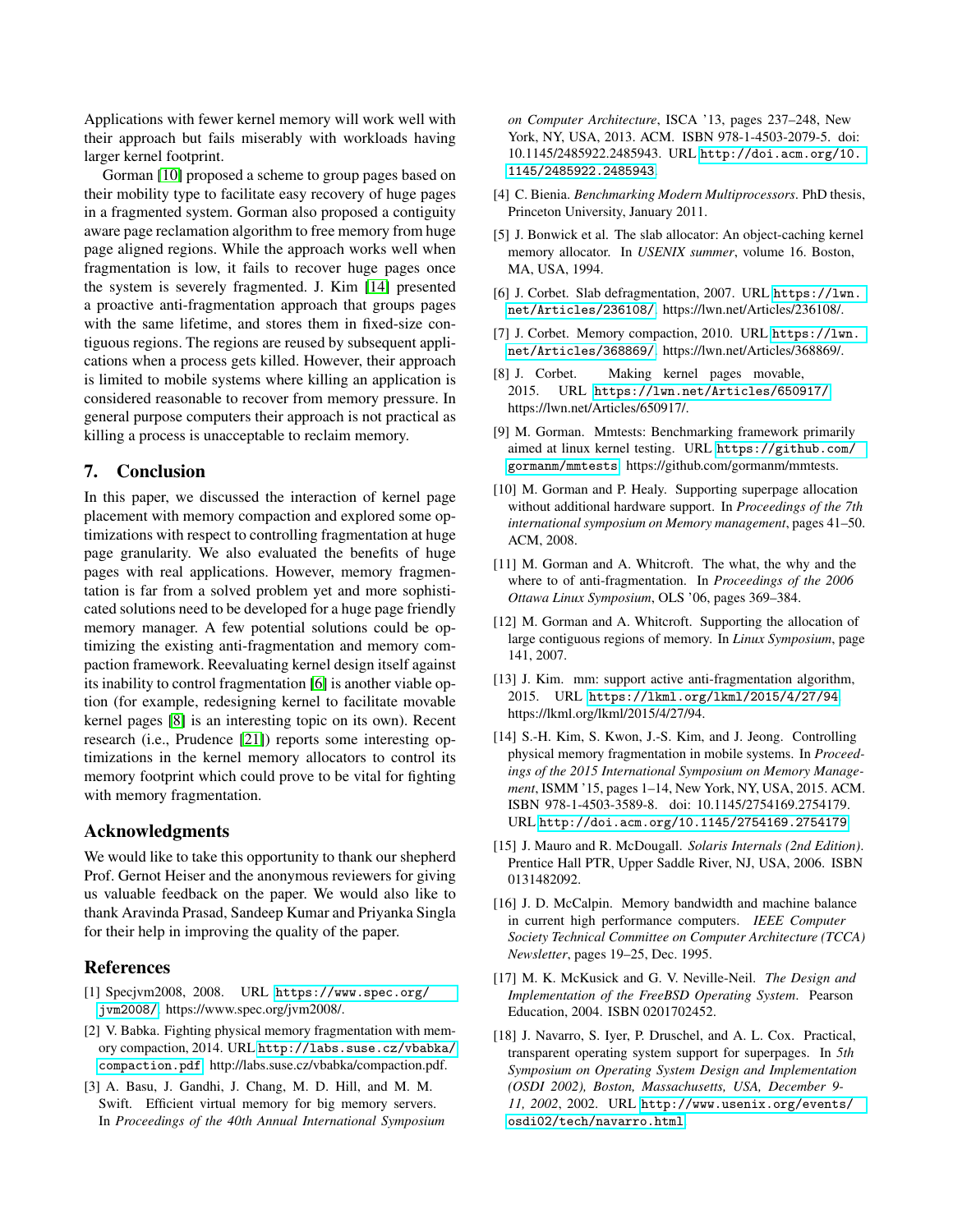Applications with fewer kernel memory will work well with their approach but fails miserably with workloads having larger kernel footprint.

Gorman [10] proposed a scheme to group pages based on their mobility type to facilitate easy recovery of huge pages in a fragmented system. Gorman also proposed a contiguity aware page reclamation algorithm to free memory from huge page aligned regions. While the approach works well when fragmentation is low, it fails to recover huge pages once the system is severely fragmented. J. Kim [14] presented a proactive anti-fragmentation approach that groups pages with the same lifetime, and stores them in fixed-size contiguous regions. The regions are reused by subsequent applications when a process gets killed. However, their approach is limited to mobile systems where killing an application is considered reasonable to recover from memory pressure. In general purpose computers their approach is not practical as killing a process is unacceptable to reclaim memory.

## 7. Conclusion

In this paper, we discussed the interaction of kernel page placement with memory compaction and explored some optimizations with respect to controlling fragmentation at huge page granularity. We also evaluated the benefits of huge pages with real applications. However, memory fragmentation is far from a solved problem yet and more sophisticated solutions need to be developed for a huge page friendly memory manager. A few potential solutions could be optimizing the existing anti-fragmentation and memory compaction framework. Reevaluating kernel design itself against its inability to control fragmentation [6] is another viable option (for example, redesigning kernel to facilitate movable kernel pages [8] is an interesting topic on its own). Recent research (i.e., Prudence [21]) reports some interesting optimizations in the kernel memory allocators to control its memory footprint which could prove to be vital for fighting with memory fragmentation.

## Acknowledgments

We would like to take this opportunity to thank our shepherd Prof. Gernot Heiser and the anonymous reviewers for giving us valuable feedback on the paper. We would also like to thank Aravinda Prasad, Sandeep Kumar and Priyanka Singla for their help in improving the quality of the paper.

## References

[1] Specjvm2008, 2008. URL https://www.spec.org/jvm2008/. https://www.spec.org/jvm2008/.

[2] V. Babka. Fighting physical memory fragmentation with memory compaction, 2014. URL http://labs.suse.cz/vbabka/compaction.pdf. http://labs.suse.cz/vbabka/compaction.pdf.

[3] A. Basu, J. Gandhi, J. Chang, M. D. Hill, and M. M. Swift. Efficient virtual memory for big memory servers. In *Proceedings of the 40th Annual International Symposium on Computer Architecture*, ISCA '13, pages 237–248, New York, NY, USA, 2013. ACM. ISBN 978-1-4503-2079-5. doi: 10.1145/2485922.2485943. URL http://doi.acm.org/10.1145/2485922.2485943.

[4] C. Bienia. *Benchmarking Modern Multiprocessors*. PhD thesis, Princeton University, January 2011.

[5] J. Bonwick et al. The slab allocator: An object-caching kernel memory allocator. In *USENIX summer*, volume 16. Boston, MA, USA, 1994.

[6] J. Corbet. Slab defragmentation, 2007. URL https://lwn.net/Articles/236108/. https://lwn.net/Articles/236108/.

[7] J. Corbet. Memory compaction, 2010. URL https://lwn.net/Articles/368869/. https://lwn.net/Articles/368869/.

[8] J. Corbet. Making kernel pages movable, 2015. URL https://lwn.net/Articles/650917/. https://lwn.net/Articles/650917/.

[9] M. Gorman. Mmtests: Benchmarking framework primarily aimed at linux kernel testing. URL https://github.com/gormanm/mmtests. https://github.com/gormanm/mmtests.

[10] M. Gorman and P. Healy. Supporting superpage allocation without additional hardware support. In *Proceedings of the 7th international symposium on Memory management*, pages 41–50. ACM, 2008.

[11] M. Gorman and A. Whitcroft. The what, the why and the where to of anti-fragmentation. In *Proceedings of the 2006 Ottawa Linux Symposium*, OLS '06, pages 369–384.

[12] M. Gorman and A. Whitcroft. Supporting the allocation of large contiguous regions of memory. In *Linux Symposium*, page 141, 2007.

[13] J. Kim. mm: support active anti-fragmentation algorithm, 2015. URL https://lkml.org/lkml/2015/4/27/94. https://lkml.org/lkml/2015/4/27/94.

[14] S.-H. Kim, S. Kwon, J.-S. Kim, and J. Jeong. Controlling physical memory fragmentation in mobile systems. In *Proceedings of the 2015 International Symposium on Memory Management*, ISMM '15, pages 1–14, New York, NY, USA, 2015. ACM. ISBN 978-1-4503-3589-8. doi: 10.1145/2754169.2754179. URL http://doi.acm.org/10.1145/2754169.2754179.

[15] J. Mauro and R. McDougall. *Solaris Internals (2nd Edition)*. Prentice Hall PTR, Upper Saddle River, NJ, USA, 2006. ISBN 0131482092.

[16] J. D. McCalpin. Memory bandwidth and machine balance in current high performance computers. *IEEE Computer Society Technical Committee on Computer Architecture (TCCA) Newsletter*, pages 19–25, Dec. 1995.

[17] M. K. McKusick and G. V. Neville-Neil. *The Design and Implementation of the FreeBSD Operating System*. Pearson Education, 2004. ISBN 0201702452.

[18] J. Navarro, S. Iyer, P. Druschel, and A. L. Cox. Practical, transparent operating system support for superpages. In *5th Symposium on Operating System Design and Implementation (OSDI 2002), Boston, Massachusetts, USA, December 9-11, 2002*, 2002. URL http://www.usenix.org/events/osdi02/tech/navarro.html.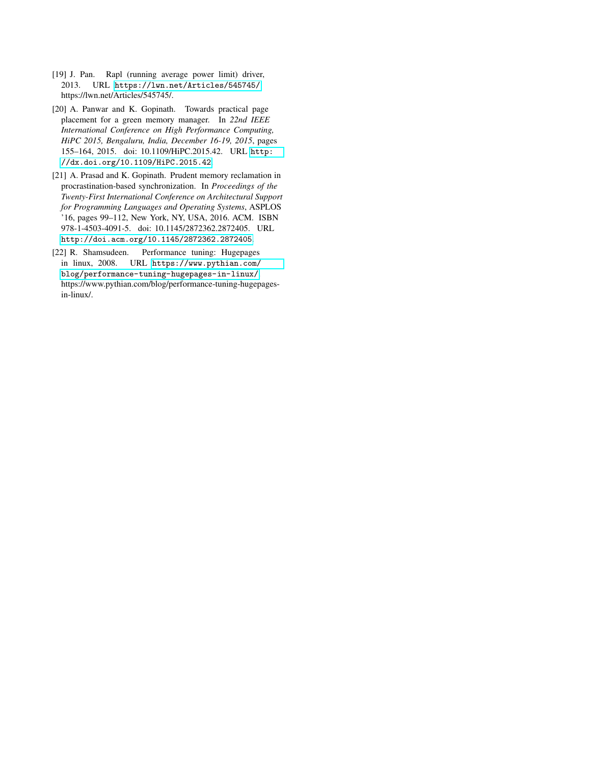[19] J. Pan. Rapl (running average power limit) driver, 2013. URL https://lwn.net/Articles/545745/ https://lwn.net/Articles/545745/.

[20] A. Panwar and K. Gopinath. Towards practical page placement for a green memory manager. In *22nd IEEE International Conference on High Performance Computing, HiPC 2015, Bengaluru, India, December 16-19, 2015*, pages 155–164, 2015. doi: 10.1109/HiPC.2015.42. URL http://dx.doi.org/10.1109/HiPC.2015.42

[21] A. Prasad and K. Gopinath. Prudent memory reclamation in procrastination-based synchronization. In *Proceedings of the Twenty-First International Conference on Architectural Support for Programming Languages and Operating Systems*, ASPLOS '16, pages 99–112, New York, NY, USA, 2016. ACM. ISBN 978-1-4503-4091-5. doi: 10.1145/2872362.2872405. URL http://doi.acm.org/10.1145/2872362.2872405

[22] R. Shamsudeen. Performance tuning: Hugepages in linux, 2008. URL https://www.pythian.com/blog/performance-tuning-hugepages-in-linux/ https://www.pythian.com/blog/performance-tuning-hugepages-in-linux/.